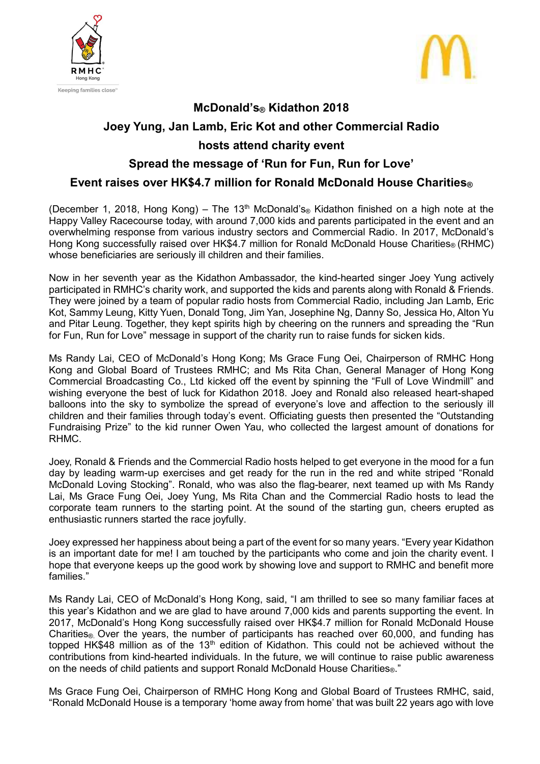# McDonald's® Kidathon 2018

## Joey Yung, Jan Lamb, Eric Kot and other Commercial Radio hosts attend charity event

## Spread the message of 'Run for Fun, Run for Love'

## Event raises over HK$4.7 million for Ronald McDonald House Charities®

(December 1, 2018, Hong Kong) – The 13th McDonald's® Kidathon finished on a high note at the Happy Valley Racecourse today, with around 7,000 kids and parents participated in the event and an overwhelming response from various industry sectors and Commercial Radio. In 2017, McDonald's Hong Kong successfully raised over HK$4.7 million for Ronald McDonald House Charities® (RHMC) whose beneficiaries are seriously ill children and their families.

Now in her seventh year as the Kidathon Ambassador, the kind-hearted singer Joey Yung actively participated in RMHC's charity work, and supported the kids and parents along with Ronald & Friends. They were joined by a team of popular radio hosts from Commercial Radio, including Jan Lamb, Eric Kot, Sammy Leung, Kitty Yuen, Donald Tong, Jim Yan, Josephine Ng, Danny So, Jessica Ho, Alton Yu and Pitar Leung. Together, they kept spirits high by cheering on the runners and spreading the "Run for Fun, Run for Love" message in support of the charity run to raise funds for sicken kids.

Ms Randy Lai, CEO of McDonald's Hong Kong; Ms Grace Fung Oei, Chairperson of RMHC Hong Kong and Global Board of Trustees RMHC; and Ms Rita Chan, General Manager of Hong Kong Commercial Broadcasting Co., Ltd kicked off the event by spinning the "Full of Love Windmill" and wishing everyone the best of luck for Kidathon 2018. Joey and Ronald also released heart-shaped balloons into the sky to symbolize the spread of everyone's love and affection to the seriously ill children and their families through today's event. Officiating guests then presented the "Outstanding Fundraising Prize" to the kid runner Owen Yau, who collected the largest amount of donations for RHMC.

Joey, Ronald & Friends and the Commercial Radio hosts helped to get everyone in the mood for a fun day by leading warm-up exercises and get ready for the run in the red and white striped "Ronald McDonald Loving Stocking". Ronald, who was also the flag-bearer, next teamed up with Ms Randy Lai, Ms Grace Fung Oei, Joey Yung, Ms Rita Chan and the Commercial Radio hosts to lead the corporate team runners to the starting point. At the sound of the starting gun, cheers erupted as enthusiastic runners started the race joyfully.

Joey expressed her happiness about being a part of the event for so many years. "Every year Kidathon is an important date for me! I am touched by the participants who come and join the charity event. I hope that everyone keeps up the good work by showing love and support to RMHC and benefit more families."

Ms Randy Lai, CEO of McDonald's Hong Kong, said, "I am thrilled to see so many familiar faces at this year's Kidathon and we are glad to have around 7,000 kids and parents supporting the event. In 2017, McDonald's Hong Kong successfully raised over HK$4.7 million for Ronald McDonald House Charities®. Over the years, the number of participants has reached over 60,000, and funding has topped HK$48 million as of the 13th edition of Kidathon. This could not be achieved without the contributions from kind-hearted individuals. In the future, we will continue to raise public awareness on the needs of child patients and support Ronald McDonald House Charities®."

Ms Grace Fung Oei, Chairperson of RMHC Hong Kong and Global Board of Trustees RMHC, said, "Ronald McDonald House is a temporary 'home away from home' that was built 22 years ago with love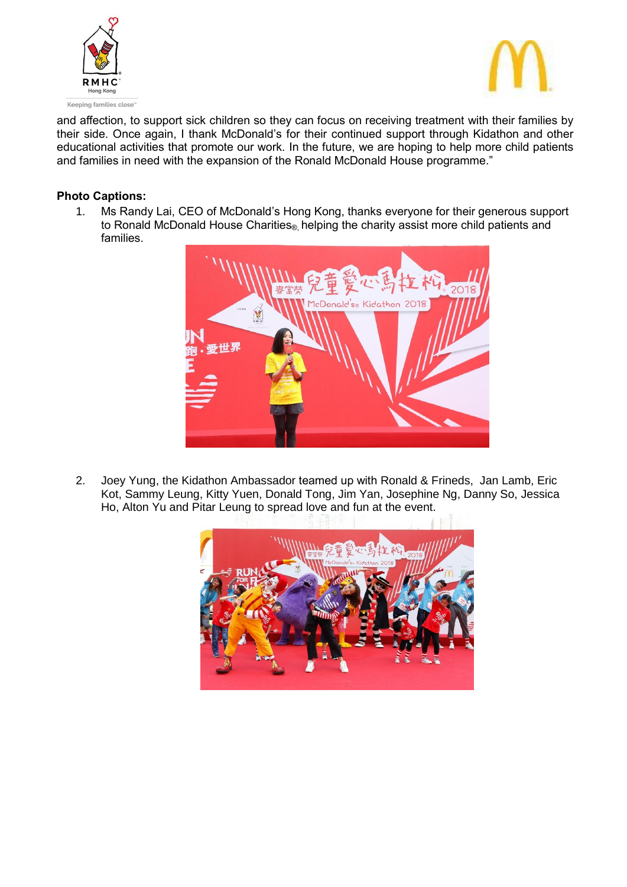and affection, to support sick children so they can focus on receiving treatment with their families by their side. Once again, I thank McDonald's for their continued support through Kidathon and other educational activities that promote our work. In the future, we are hoping to help more child patients and families in need with the expansion of the Ronald McDonald House programme."

**Photo Captions:**

1. Ms Randy Lai, CEO of McDonald's Hong Kong, thanks everyone for their generous support to Ronald McDonald House Charities®, helping the charity assist more child patients and families.

2. Joey Yung, the Kidathon Ambassador teamed up with Ronald & Frineds, Jan Lamb, Eric Kot, Sammy Leung, Kitty Yuen, Donald Tong, Jim Yan, Josephine Ng, Danny So, Jessica Ho, Alton Yu and Pitar Leung to spread love and fun at the event.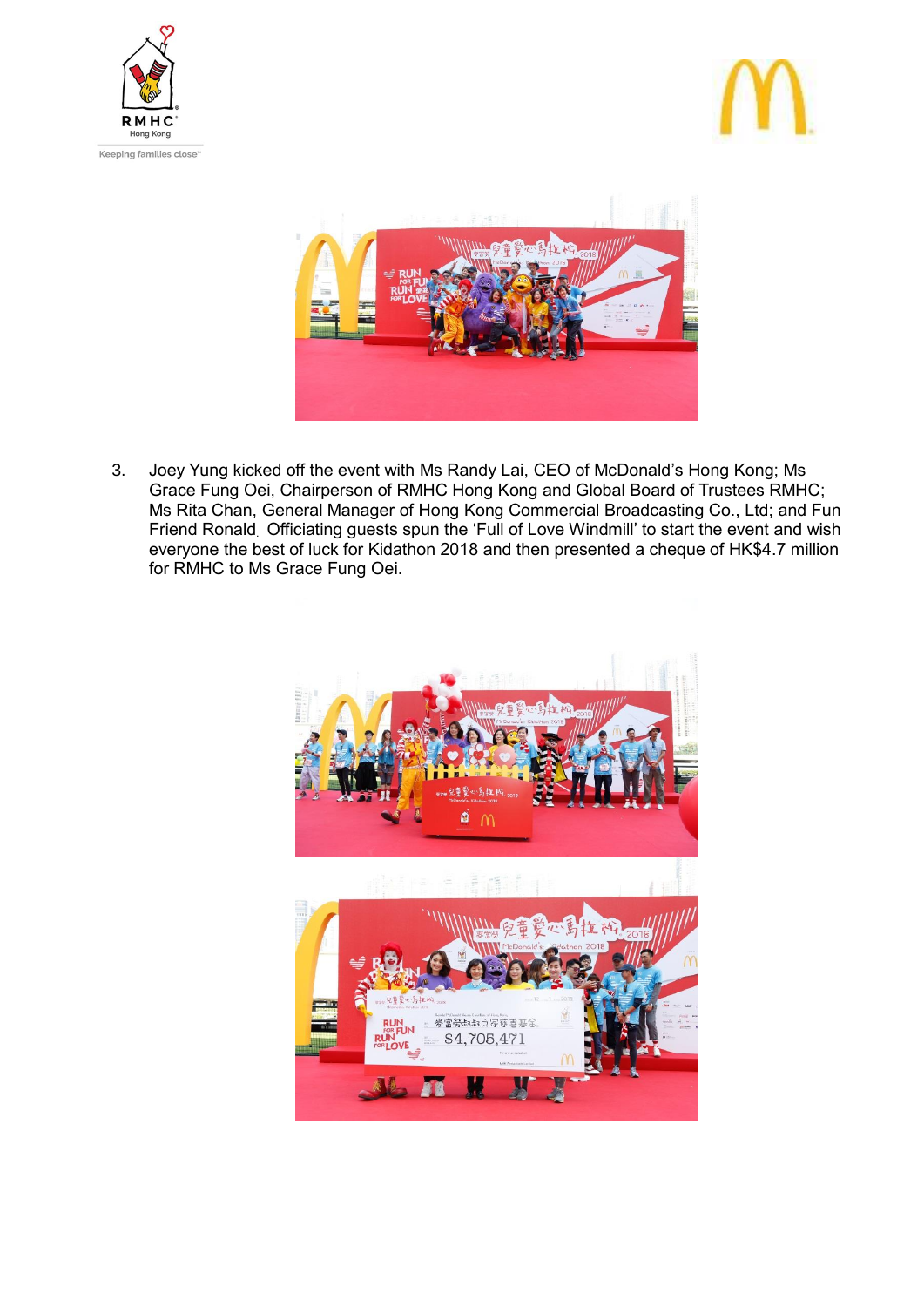3. Joey Yung kicked off the event with Ms Randy Lai, CEO of McDonald's Hong Kong; Ms Grace Fung Oei, Chairperson of RMHC Hong Kong and Global Board of Trustees RMHC; Ms Rita Chan, General Manager of Hong Kong Commercial Broadcasting Co., Ltd; and Fun Friend Ronald. Officiating guests spun the 'Full of Love Windmill' to start the event and wish everyone the best of luck for Kidathon 2018 and then presented a cheque of HK$4.7 million for RMHC to Ms Grace Fung Oei.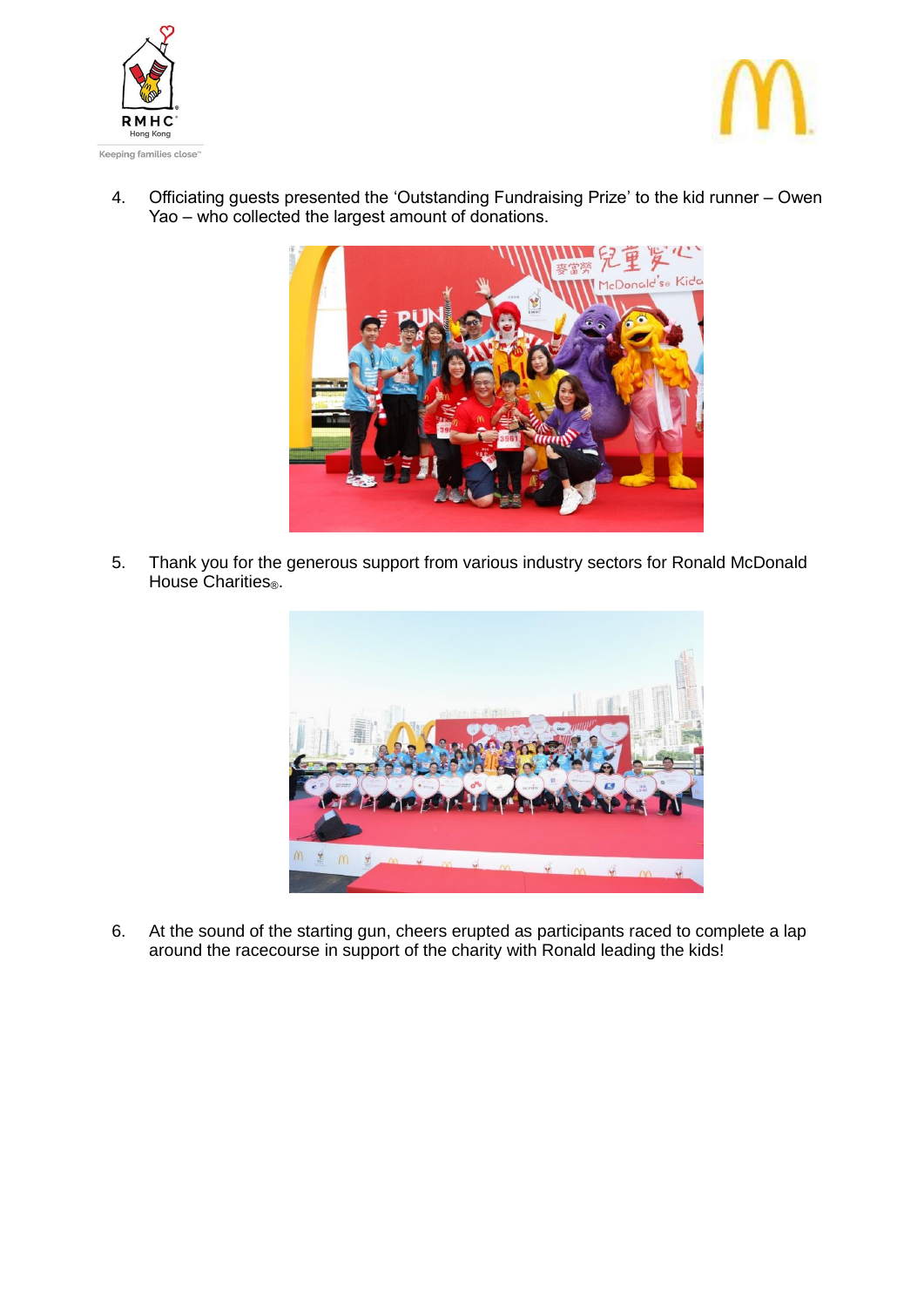4. Officiating guests presented the ‘Outstanding Fundraising Prize’ to the kid runner – Owen Yao – who collected the largest amount of donations.

5. Thank you for the generous support from various industry sectors for Ronald McDonald House Charities®.

6. At the sound of the starting gun, cheers erupted as participants raced to complete a lap around the racecourse in support of the charity with Ronald leading the kids!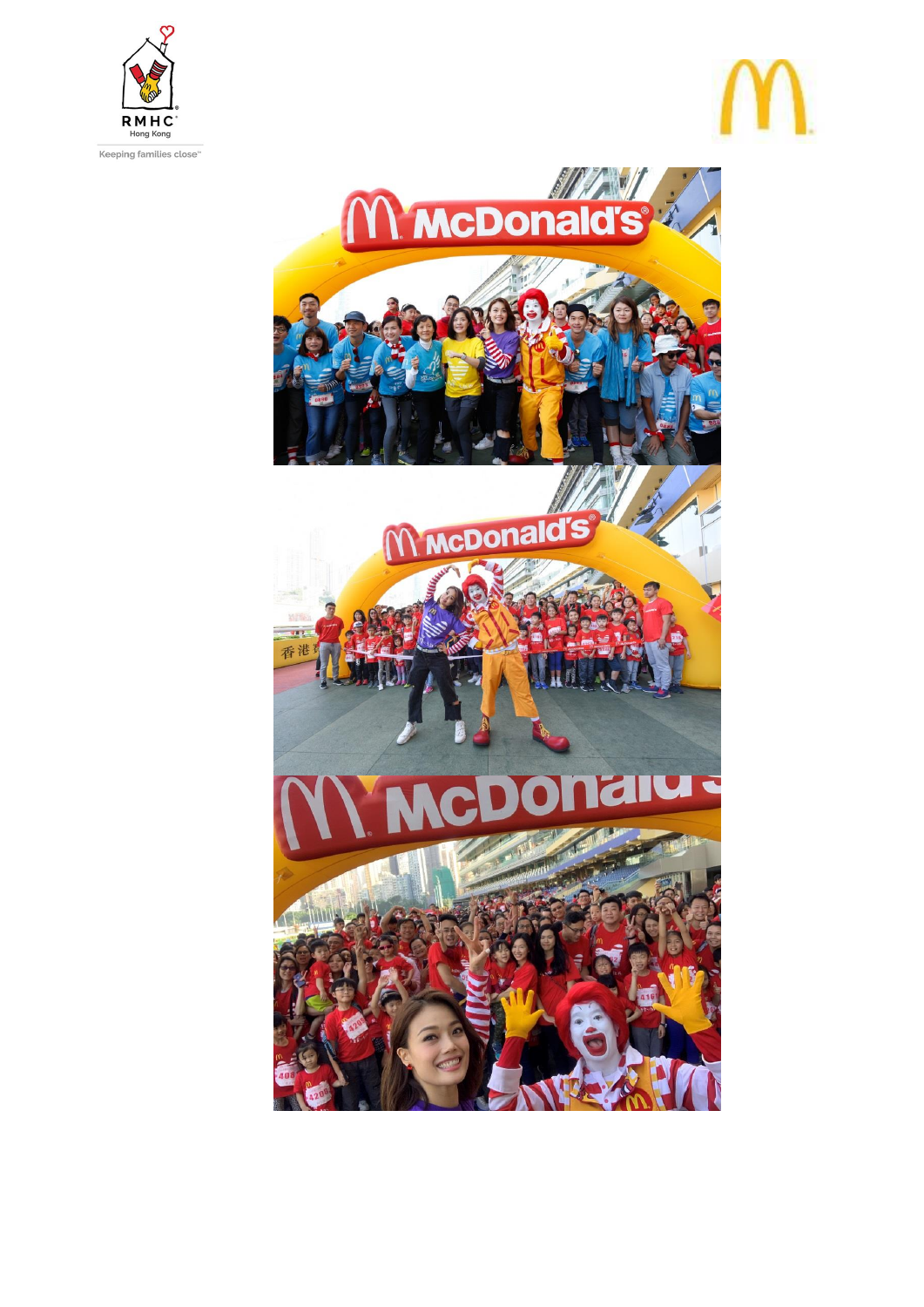RMHC Hong Kong

Keeping families close™